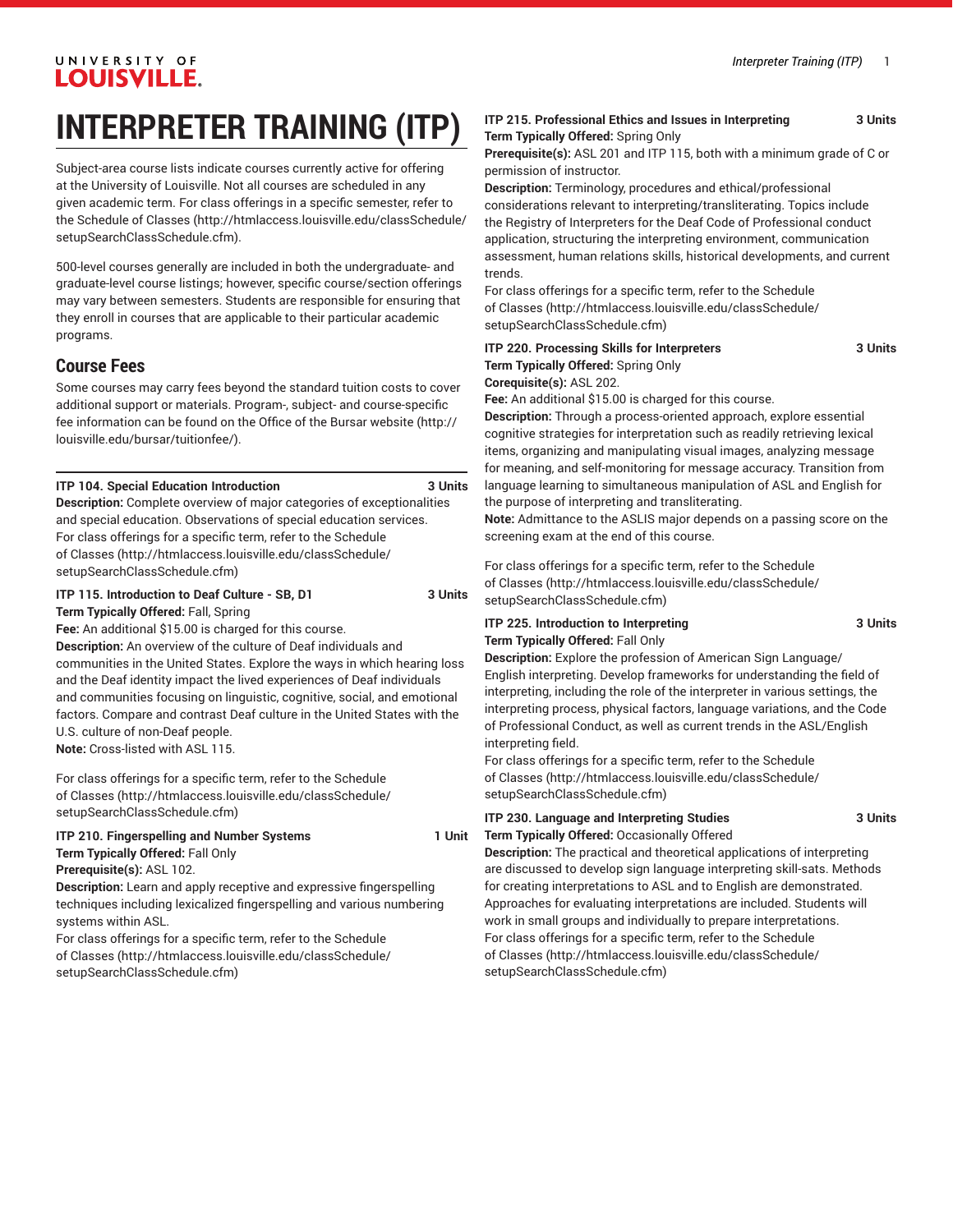# INTERPRETER TRAINING (ITP)

Subject-area course lists indicate courses currently active for offering at the University of Louisville. Not all courses are scheduled in any given academic term. For class offerings in a specific semester, refer to the Schedule of Classes (http://htmlaccess.louisville.edu/classSchedule/setupSearchClassSchedule.cfm).

500-level courses generally are included in both the undergraduate- and graduate-level course listings; however, specific course/section offerings may vary between semesters. Students are responsible for ensuring that they enroll in courses that are applicable to their particular academic programs.

## Course Fees

Some courses may carry fees beyond the standard tuition costs to cover additional support or materials. Program-, subject- and course-specific fee information can be found on the Office of the Bursar website (http://louisville.edu/bursar/tuitionfee/).

**ITP 104. Special Education Introduction** **3 Units**
**Description:** Complete overview of major categories of exceptionalities and special education. Observations of special education services.
For class offerings for a specific term, refer to the Schedule of Classes (http://htmlaccess.louisville.edu/classSchedule/setupSearchClassSchedule.cfm)

**ITP 115. Introduction to Deaf Culture - SB, D1** **3 Units**
**Term Typically Offered:** Fall, Spring
**Fee:** An additional $15.00 is charged for this course.
**Description:** An overview of the culture of Deaf individuals and communities in the United States. Explore the ways in which hearing loss and the Deaf identity impact the lived experiences of Deaf individuals and communities focusing on linguistic, cognitive, social, and emotional factors. Compare and contrast Deaf culture in the United States with the U.S. culture of non-Deaf people.
**Note:** Cross-listed with ASL 115.

For class offerings for a specific term, refer to the Schedule of Classes (http://htmlaccess.louisville.edu/classSchedule/setupSearchClassSchedule.cfm)

**ITP 210. Fingerspelling and Number Systems** **1 Unit**
**Term Typically Offered:** Fall Only
**Prerequisite(s):** ASL 102.
**Description:** Learn and apply receptive and expressive fingerspelling techniques including lexicalized fingerspelling and various numbering systems within ASL.
For class offerings for a specific term, refer to the Schedule of Classes (http://htmlaccess.louisville.edu/classSchedule/setupSearchClassSchedule.cfm)

**ITP 215. Professional Ethics and Issues in Interpreting** **3 Units**
**Term Typically Offered:** Spring Only
**Prerequisite(s):** ASL 201 and ITP 115, both with a minimum grade of C or permission of instructor.
**Description:** Terminology, procedures and ethical/professional considerations relevant to interpreting/transliterating. Topics include the Registry of Interpreters for the Deaf Code of Professional conduct application, structuring the interpreting environment, communication assessment, human relations skills, historical developments, and current trends.
For class offerings for a specific term, refer to the Schedule of Classes (http://htmlaccess.louisville.edu/classSchedule/setupSearchClassSchedule.cfm)

**ITP 220. Processing Skills for Interpreters** **3 Units**
**Term Typically Offered:** Spring Only
**Corequisite(s):** ASL 202.
**Fee:** An additional $15.00 is charged for this course.
**Description:** Through a process-oriented approach, explore essential cognitive strategies for interpretation such as readily retrieving lexical items, organizing and manipulating visual images, analyzing message for meaning, and self-monitoring for message accuracy. Transition from language learning to simultaneous manipulation of ASL and English for the purpose of interpreting and transliterating.
**Note:** Admittance to the ASLIS major depends on a passing score on the screening exam at the end of this course.

For class offerings for a specific term, refer to the Schedule of Classes (http://htmlaccess.louisville.edu/classSchedule/setupSearchClassSchedule.cfm)

**ITP 225. Introduction to Interpreting** **3 Units**
**Term Typically Offered:** Fall Only
**Description:** Explore the profession of American Sign Language/English interpreting. Develop frameworks for understanding the field of interpreting, including the role of the interpreter in various settings, the interpreting process, physical factors, language variations, and the Code of Professional Conduct, as well as current trends in the ASL/English interpreting field.
For class offerings for a specific term, refer to the Schedule of Classes (http://htmlaccess.louisville.edu/classSchedule/setupSearchClassSchedule.cfm)

**ITP 230. Language and Interpreting Studies** **3 Units**
**Term Typically Offered:** Occasionally Offered
**Description:** The practical and theoretical applications of interpreting are discussed to develop sign language interpreting skill-sats. Methods for creating interpretations to ASL and to English are demonstrated. Approaches for evaluating interpretations are included. Students will work in small groups and individually to prepare interpretations.
For class offerings for a specific term, refer to the Schedule of Classes (http://htmlaccess.louisville.edu/classSchedule/setupSearchClassSchedule.cfm)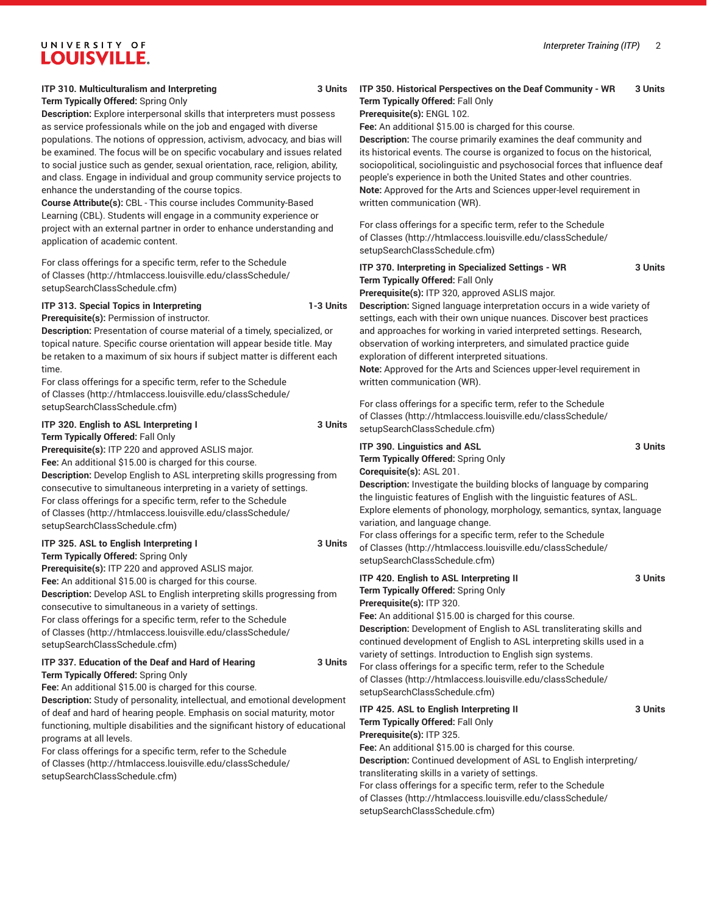**ITP 310. Multiculturalism and Interpreting** 3 Units

**Term Typically Offered:** Spring Only

**Description:** Explore interpersonal skills that interpreters must possess as service professionals while on the job and engaged with diverse populations. The notions of oppression, activism, advocacy, and bias will be examined. The focus will be on specific vocabulary and issues related to social justice such as gender, sexual orientation, race, religion, ability, and class. Engage in individual and group community service projects to enhance the understanding of the course topics.

**Course Attribute(s):** CBL - This course includes Community-Based Learning (CBL). Students will engage in a community experience or project with an external partner in order to enhance understanding and application of academic content.

For class offerings for a specific term, refer to the Schedule of Classes (http://htmlaccess.louisville.edu/classSchedule/setupSearchClassSchedule.cfm)

**ITP 313. Special Topics in Interpreting** 1-3 Units

**Prerequisite(s):** Permission of instructor.

**Description:** Presentation of course material of a timely, specialized, or topical nature. Specific course orientation will appear beside title. May be retaken to a maximum of six hours if subject matter is different each time.

For class offerings for a specific term, refer to the Schedule of Classes (http://htmlaccess.louisville.edu/classSchedule/setupSearchClassSchedule.cfm)

**ITP 320. English to ASL Interpreting I** 3 Units

**Term Typically Offered:** Fall Only

**Prerequisite(s):** ITP 220 and approved ASLIS major.

**Fee:** An additional $15.00 is charged for this course.

**Description:** Develop English to ASL interpreting skills progressing from consecutive to simultaneous interpreting in a variety of settings.

For class offerings for a specific term, refer to the Schedule of Classes (http://htmlaccess.louisville.edu/classSchedule/setupSearchClassSchedule.cfm)

**ITP 325. ASL to English Interpreting I** 3 Units

**Term Typically Offered:** Spring Only

**Prerequisite(s):** ITP 220 and approved ASLIS major.

**Fee:** An additional $15.00 is charged for this course.

**Description:** Develop ASL to English interpreting skills progressing from consecutive to simultaneous in a variety of settings.

For class offerings for a specific term, refer to the Schedule of Classes (http://htmlaccess.louisville.edu/classSchedule/setupSearchClassSchedule.cfm)

**ITP 337. Education of the Deaf and Hard of Hearing** 3 Units

**Term Typically Offered:** Spring Only

**Fee:** An additional $15.00 is charged for this course.

**Description:** Study of personality, intellectual, and emotional development of deaf and hard of hearing people. Emphasis on social maturity, motor functioning, multiple disabilities and the significant history of educational programs at all levels.

For class offerings for a specific term, refer to the Schedule of Classes (http://htmlaccess.louisville.edu/classSchedule/setupSearchClassSchedule.cfm)

**ITP 350. Historical Perspectives on the Deaf Community - WR** 3 Units

**Term Typically Offered:** Fall Only

**Prerequisite(s):** ENGL 102.

**Fee:** An additional $15.00 is charged for this course.

**Description:** The course primarily examines the deaf community and its historical events. The course is organized to focus on the historical, sociopolitical, sociolinguistic and psychosocial forces that influence deaf people's experience in both the United States and other countries.

**Note:** Approved for the Arts and Sciences upper-level requirement in written communication (WR).

For class offerings for a specific term, refer to the Schedule of Classes (http://htmlaccess.louisville.edu/classSchedule/setupSearchClassSchedule.cfm)

**ITP 370. Interpreting in Specialized Settings - WR** 3 Units

**Term Typically Offered:** Fall Only

**Prerequisite(s):** ITP 320, approved ASLIS major.

**Description:** Signed language interpretation occurs in a wide variety of settings, each with their own unique nuances. Discover best practices and approaches for working in varied interpreted settings. Research, observation of working interpreters, and simulated practice guide exploration of different interpreted situations.

**Note:** Approved for the Arts and Sciences upper-level requirement in written communication (WR).

For class offerings for a specific term, refer to the Schedule of Classes (http://htmlaccess.louisville.edu/classSchedule/setupSearchClassSchedule.cfm)

**ITP 390. Linguistics and ASL** 3 Units

**Term Typically Offered:** Spring Only

**Corequisite(s):** ASL 201.

**Description:** Investigate the building blocks of language by comparing the linguistic features of English with the linguistic features of ASL. Explore elements of phonology, morphology, semantics, syntax, language variation, and language change.

For class offerings for a specific term, refer to the Schedule of Classes (http://htmlaccess.louisville.edu/classSchedule/setupSearchClassSchedule.cfm)

**ITP 420. English to ASL Interpreting II** 3 Units

**Term Typically Offered:** Spring Only

**Prerequisite(s):** ITP 320.

**Fee:** An additional $15.00 is charged for this course.

**Description:** Development of English to ASL transliterating skills and continued development of English to ASL interpreting skills used in a variety of settings. Introduction to English sign systems.

For class offerings for a specific term, refer to the Schedule of Classes (http://htmlaccess.louisville.edu/classSchedule/setupSearchClassSchedule.cfm)

**ITP 425. ASL to English Interpreting II** 3 Units

**Term Typically Offered:** Fall Only

**Prerequisite(s):** ITP 325.

**Fee:** An additional $15.00 is charged for this course.

**Description:** Continued development of ASL to English interpreting/transliterating skills in a variety of settings.

For class offerings for a specific term, refer to the Schedule of Classes (http://htmlaccess.louisville.edu/classSchedule/setupSearchClassSchedule.cfm)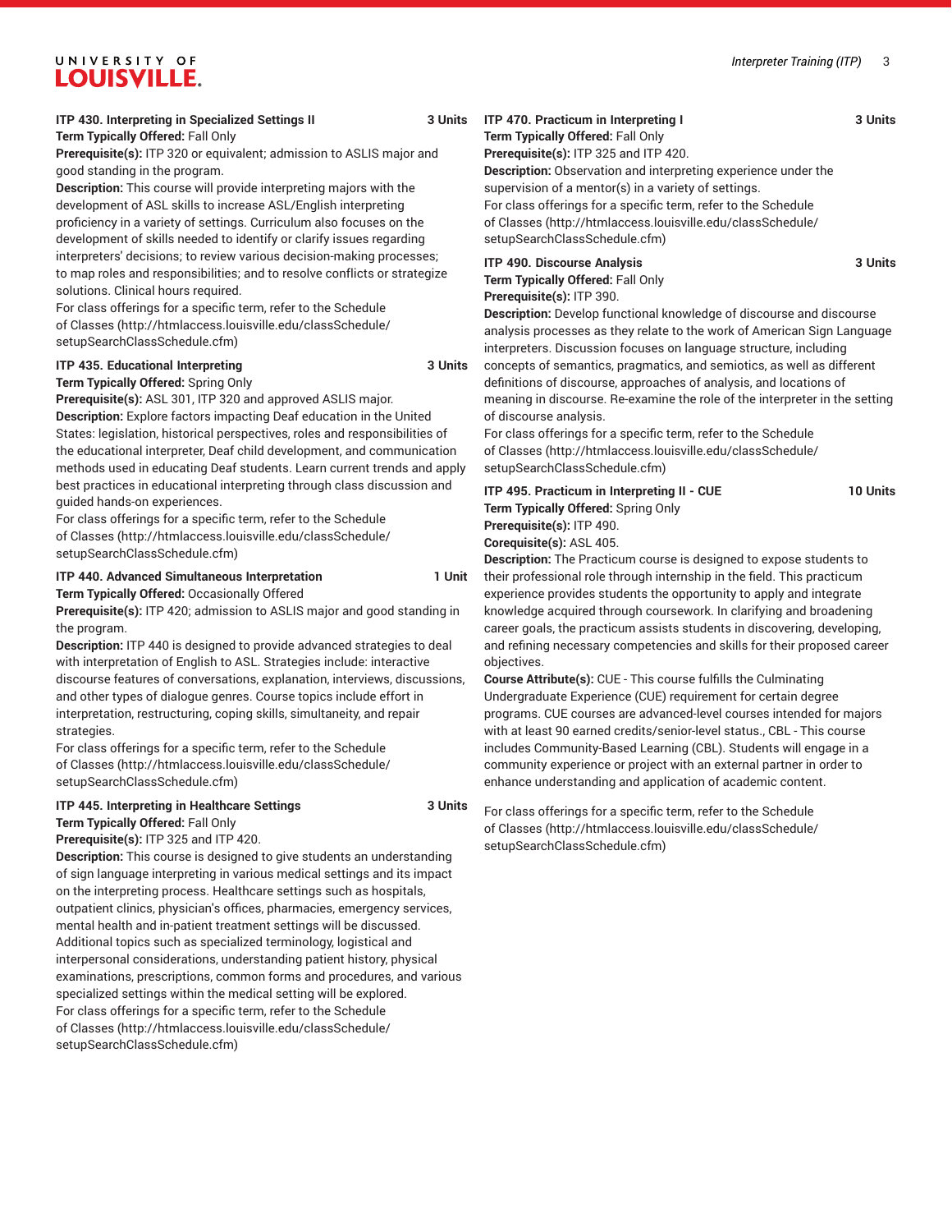**ITP 430. Interpreting in Specialized Settings II** **3 Units**

**Term Typically Offered:** Fall Only

**Prerequisite(s):** ITP 320 or equivalent; admission to ASLIS major and good standing in the program.

**Description:** This course will provide interpreting majors with the development of ASL skills to increase ASL/English interpreting proficiency in a variety of settings. Curriculum also focuses on the development of skills needed to identify or clarify issues regarding interpreters' decisions; to review various decision-making processes; to map roles and responsibilities; and to resolve conflicts or strategize solutions. Clinical hours required.

For class offerings for a specific term, refer to the Schedule of Classes (http://htmlaccess.louisville.edu/classSchedule/setupSearchClassSchedule.cfm)

**ITP 435. Educational Interpreting** **3 Units**

**Term Typically Offered:** Spring Only

**Prerequisite(s):** ASL 301, ITP 320 and approved ASLIS major.

**Description:** Explore factors impacting Deaf education in the United States: legislation, historical perspectives, roles and responsibilities of the educational interpreter, Deaf child development, and communication methods used in educating Deaf students. Learn current trends and apply best practices in educational interpreting through class discussion and guided hands-on experiences.

For class offerings for a specific term, refer to the Schedule of Classes (http://htmlaccess.louisville.edu/classSchedule/setupSearchClassSchedule.cfm)

**ITP 440. Advanced Simultaneous Interpretation** **1 Unit**

**Term Typically Offered:** Occasionally Offered

**Prerequisite(s):** ITP 420; admission to ASLIS major and good standing in the program.

**Description:** ITP 440 is designed to provide advanced strategies to deal with interpretation of English to ASL. Strategies include: interactive discourse features of conversations, explanation, interviews, discussions, and other types of dialogue genres. Course topics include effort in interpretation, restructuring, coping skills, simultaneity, and repair strategies.

For class offerings for a specific term, refer to the Schedule of Classes (http://htmlaccess.louisville.edu/classSchedule/setupSearchClassSchedule.cfm)

**ITP 445. Interpreting in Healthcare Settings** **3 Units**

**Term Typically Offered:** Fall Only

**Prerequisite(s):** ITP 325 and ITP 420.

**Description:** This course is designed to give students an understanding of sign language interpreting in various medical settings and its impact on the interpreting process. Healthcare settings such as hospitals, outpatient clinics, physician's offices, pharmacies, emergency services, mental health and in-patient treatment settings will be discussed. Additional topics such as specialized terminology, logistical and interpersonal considerations, understanding patient history, physical examinations, prescriptions, common forms and procedures, and various specialized settings within the medical setting will be explored.

For class offerings for a specific term, refer to the Schedule of Classes (http://htmlaccess.louisville.edu/classSchedule/setupSearchClassSchedule.cfm)

**ITP 470. Practicum in Interpreting I** **3 Units**

**Term Typically Offered:** Fall Only

**Prerequisite(s):** ITP 325 and ITP 420.

**Description:** Observation and interpreting experience under the supervision of a mentor(s) in a variety of settings.

For class offerings for a specific term, refer to the Schedule of Classes (http://htmlaccess.louisville.edu/classSchedule/setupSearchClassSchedule.cfm)

**ITP 490. Discourse Analysis** **3 Units**

**Term Typically Offered:** Fall Only

**Prerequisite(s):** ITP 390.

**Description:** Develop functional knowledge of discourse and discourse analysis processes as they relate to the work of American Sign Language interpreters. Discussion focuses on language structure, including concepts of semantics, pragmatics, and semiotics, as well as different definitions of discourse, approaches of analysis, and locations of meaning in discourse. Re-examine the role of the interpreter in the setting of discourse analysis.

For class offerings for a specific term, refer to the Schedule of Classes (http://htmlaccess.louisville.edu/classSchedule/setupSearchClassSchedule.cfm)

**ITP 495. Practicum in Interpreting II - CUE** **10 Units**

**Term Typically Offered:** Spring Only

**Prerequisite(s):** ITP 490.

**Corequisite(s):** ASL 405.

**Description:** The Practicum course is designed to expose students to their professional role through internship in the field. This practicum experience provides students the opportunity to apply and integrate knowledge acquired through coursework. In clarifying and broadening career goals, the practicum assists students in discovering, developing, and refining necessary competencies and skills for their proposed career objectives.

**Course Attribute(s):** CUE - This course fulfills the Culminating Undergraduate Experience (CUE) requirement for certain degree programs. CUE courses are advanced-level courses intended for majors with at least 90 earned credits/senior-level status., CBL - This course includes Community-Based Learning (CBL). Students will engage in a community experience or project with an external partner in order to enhance understanding and application of academic content.

For class offerings for a specific term, refer to the Schedule of Classes (http://htmlaccess.louisville.edu/classSchedule/setupSearchClassSchedule.cfm)